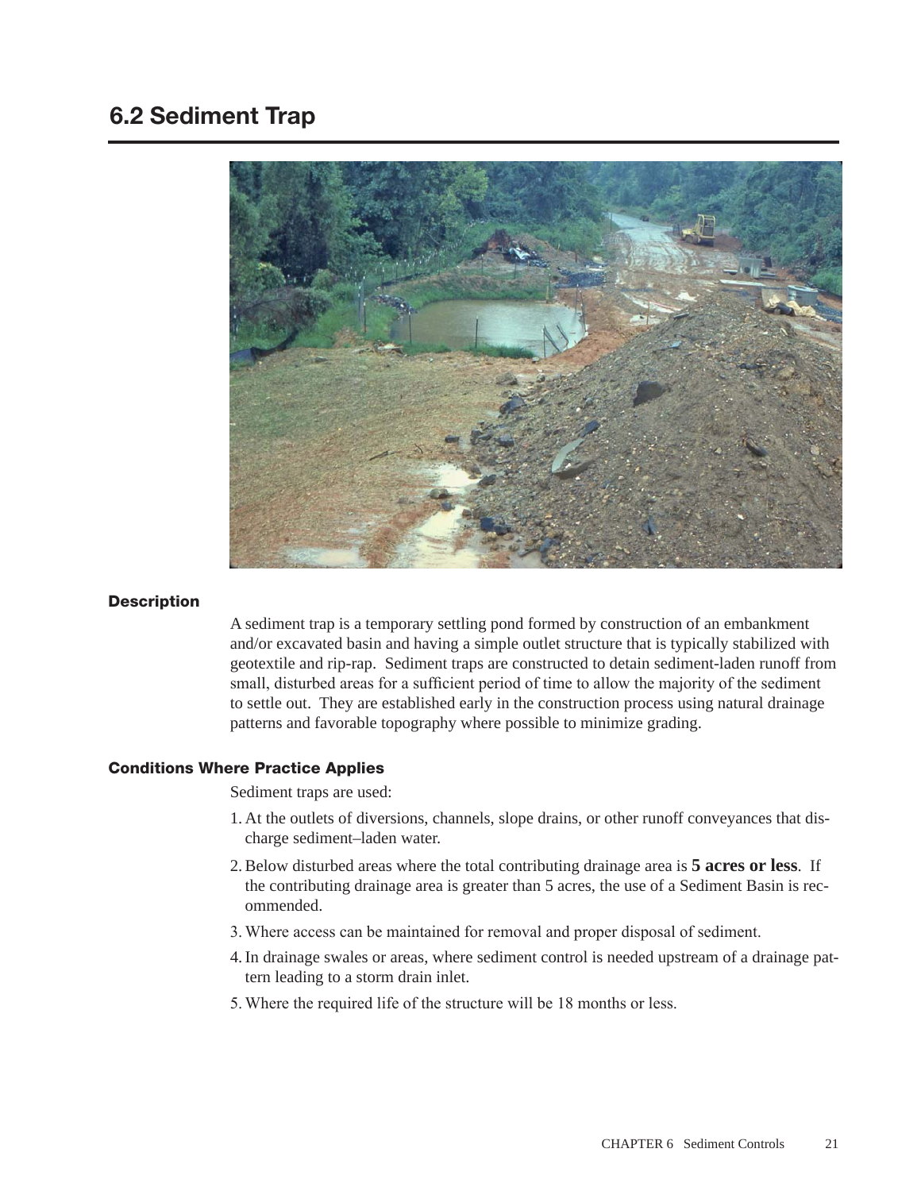# 6.2 Sediment Trap

## Description

A sediment trap is a temporary settling pond formed by construction of an embankment and/or excavated basin and having a simple outlet structure that is typically stabilized with geotextile and rip-rap. Sediment traps are constructed to detain sediment-laden runoff from small, disturbed areas for a sufficient period of time to allow the majority of the sediment to settle out. They are established early in the construction process using natural drainage patterns and favorable topography where possible to minimize grading.

## Conditions Where Practice Applies

Sediment traps are used:

1. At the outlets of diversions, channels, slope drains, or other runoff conveyances that discharge sediment–laden water.
2. Below disturbed areas where the total contributing drainage area is **5 acres or less**. If the contributing drainage area is greater than 5 acres, the use of a Sediment Basin is recommended.
3. Where access can be maintained for removal and proper disposal of sediment.
4. In drainage swales or areas, where sediment control is needed upstream of a drainage pattern leading to a storm drain inlet.
5. Where the required life of the structure will be 18 months or less.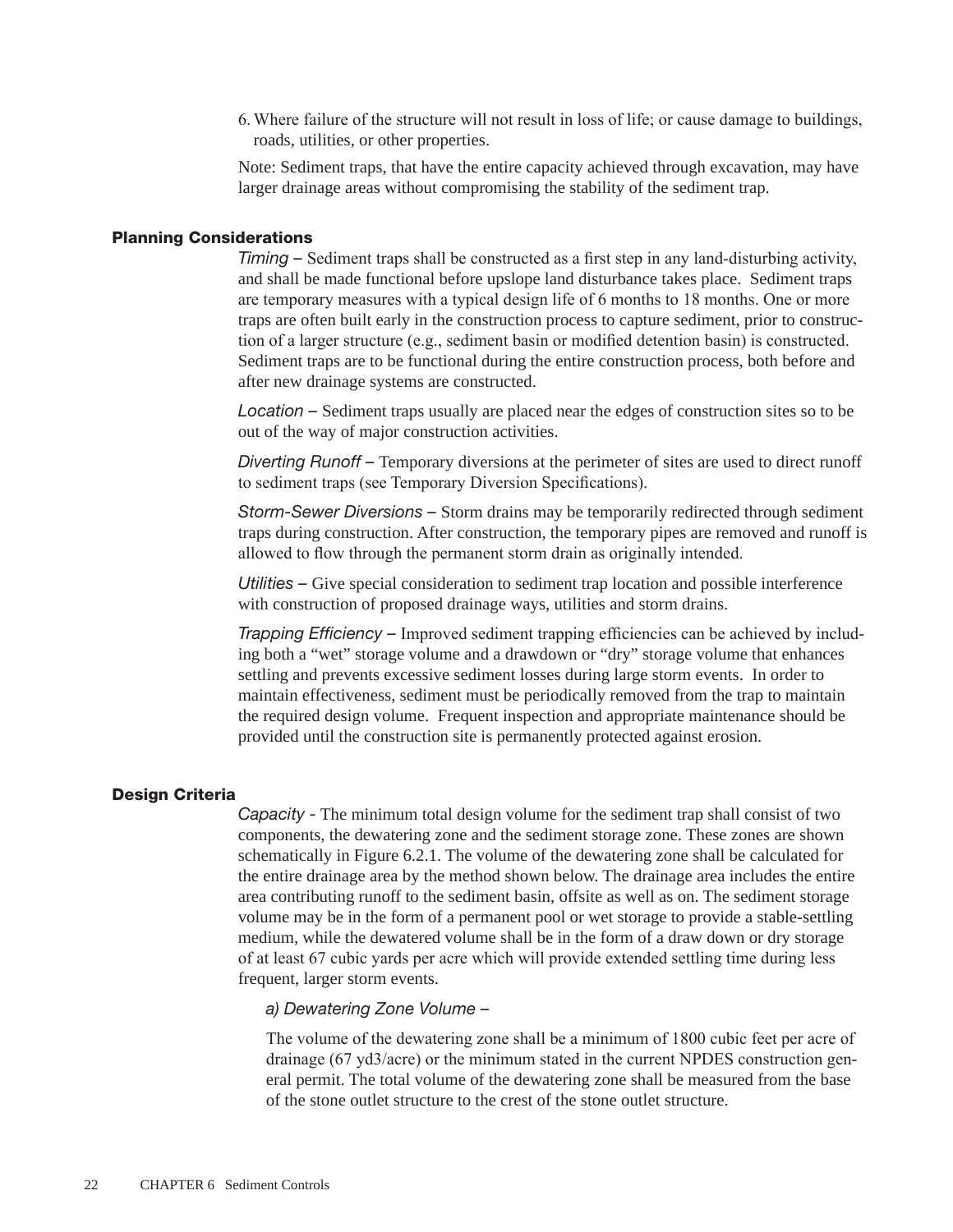6. Where failure of the structure will not result in loss of life; or cause damage to buildings, roads, utilities, or other properties.

Note: Sediment traps, that have the entire capacity achieved through excavation, may have larger drainage areas without compromising the stability of the sediment trap.

## Planning Considerations

*Timing* – Sediment traps shall be constructed as a first step in any land-disturbing activity, and shall be made functional before upslope land disturbance takes place. Sediment traps are temporary measures with a typical design life of 6 months to 18 months. One or more traps are often built early in the construction process to capture sediment, prior to construction of a larger structure (e.g., sediment basin or modified detention basin) is constructed. Sediment traps are to be functional during the entire construction process, both before and after new drainage systems are constructed.

*Location* – Sediment traps usually are placed near the edges of construction sites so to be out of the way of major construction activities.

*Diverting Runoff* – Temporary diversions at the perimeter of sites are used to direct runoff to sediment traps (see Temporary Diversion Specifications).

*Storm-Sewer Diversions* – Storm drains may be temporarily redirected through sediment traps during construction. After construction, the temporary pipes are removed and runoff is allowed to flow through the permanent storm drain as originally intended.

*Utilities* – Give special consideration to sediment trap location and possible interference with construction of proposed drainage ways, utilities and storm drains.

*Trapping Efficiency* – Improved sediment trapping efficiencies can be achieved by including both a "wet" storage volume and a drawdown or "dry" storage volume that enhances settling and prevents excessive sediment losses during large storm events. In order to maintain effectiveness, sediment must be periodically removed from the trap to maintain the required design volume. Frequent inspection and appropriate maintenance should be provided until the construction site is permanently protected against erosion.

## Design Criteria

*Capacity* - The minimum total design volume for the sediment trap shall consist of two components, the dewatering zone and the sediment storage zone. These zones are shown schematically in Figure 6.2.1. The volume of the dewatering zone shall be calculated for the entire drainage area by the method shown below. The drainage area includes the entire area contributing runoff to the sediment basin, offsite as well as on. The sediment storage volume may be in the form of a permanent pool or wet storage to provide a stable-settling medium, while the dewatered volume shall be in the form of a draw down or dry storage of at least 67 cubic yards per acre which will provide extended settling time during less frequent, larger storm events.

*a) Dewatering Zone Volume –*

The volume of the dewatering zone shall be a minimum of 1800 cubic feet per acre of drainage (67 yd3/acre) or the minimum stated in the current NPDES construction general permit. The total volume of the dewatering zone shall be measured from the base of the stone outlet structure to the crest of the stone outlet structure.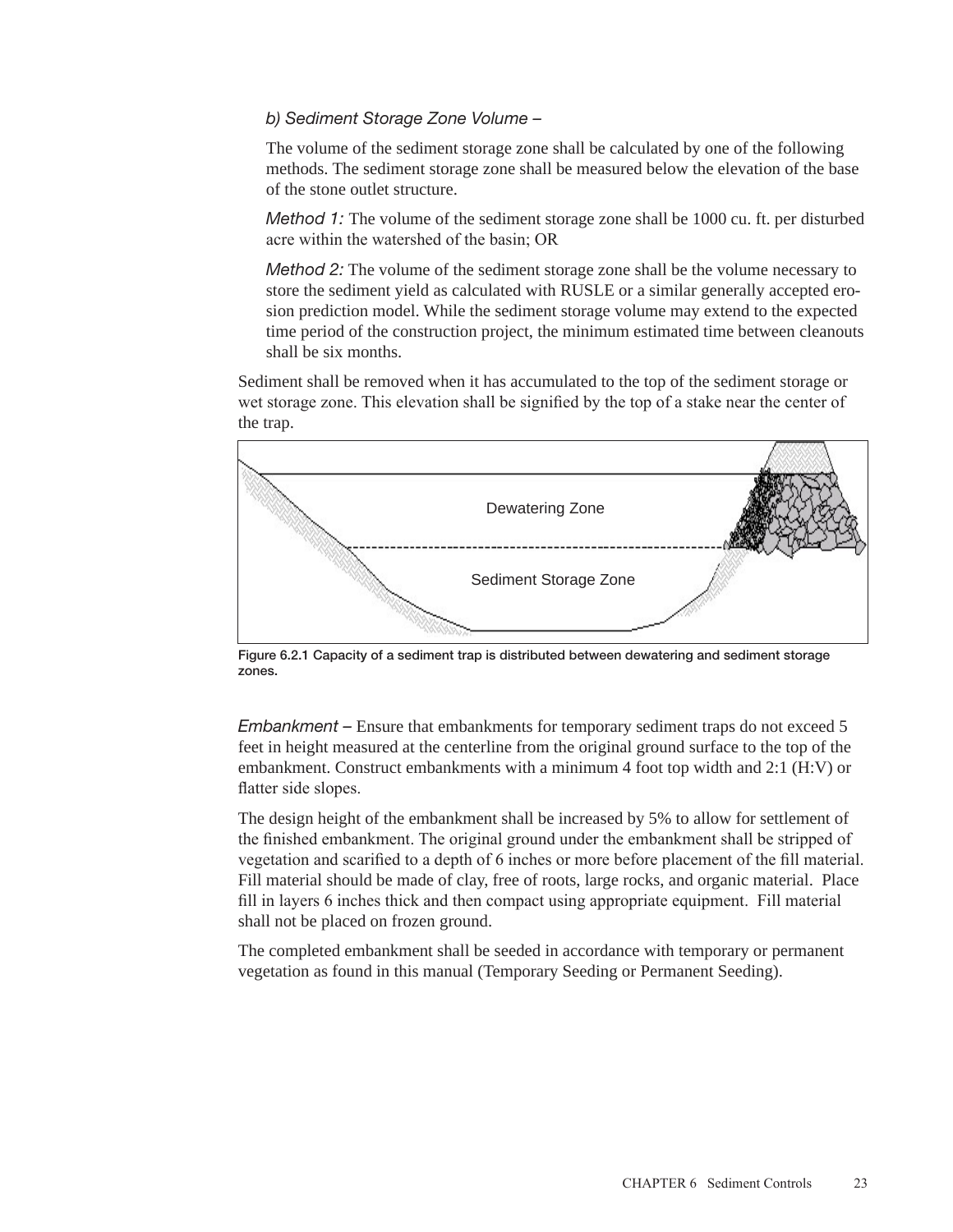*b) Sediment Storage Zone Volume –*

The volume of the sediment storage zone shall be calculated by one of the following methods. The sediment storage zone shall be measured below the elevation of the base of the stone outlet structure.

*Method 1:* The volume of the sediment storage zone shall be 1000 cu. ft. per disturbed acre within the watershed of the basin; OR

*Method 2:* The volume of the sediment storage zone shall be the volume necessary to store the sediment yield as calculated with RUSLE or a similar generally accepted erosion prediction model. While the sediment storage volume may extend to the expected time period of the construction project, the minimum estimated time between cleanouts shall be six months.

Sediment shall be removed when it has accumulated to the top of the sediment storage or wet storage zone. This elevation shall be signified by the top of a stake near the center of the trap.

**Figure 6.2.1 Capacity of a sediment trap is distributed between dewatering and sediment storage zones.**

*Embankment –* Ensure that embankments for temporary sediment traps do not exceed 5 feet in height measured at the centerline from the original ground surface to the top of the embankment. Construct embankments with a minimum 4 foot top width and 2:1 (H:V) or flatter side slopes.

The design height of the embankment shall be increased by 5% to allow for settlement of the finished embankment. The original ground under the embankment shall be stripped of vegetation and scarified to a depth of 6 inches or more before placement of the fill material. Fill material should be made of clay, free of roots, large rocks, and organic material. Place fill in layers 6 inches thick and then compact using appropriate equipment. Fill material shall not be placed on frozen ground.

The completed embankment shall be seeded in accordance with temporary or permanent vegetation as found in this manual (Temporary Seeding or Permanent Seeding).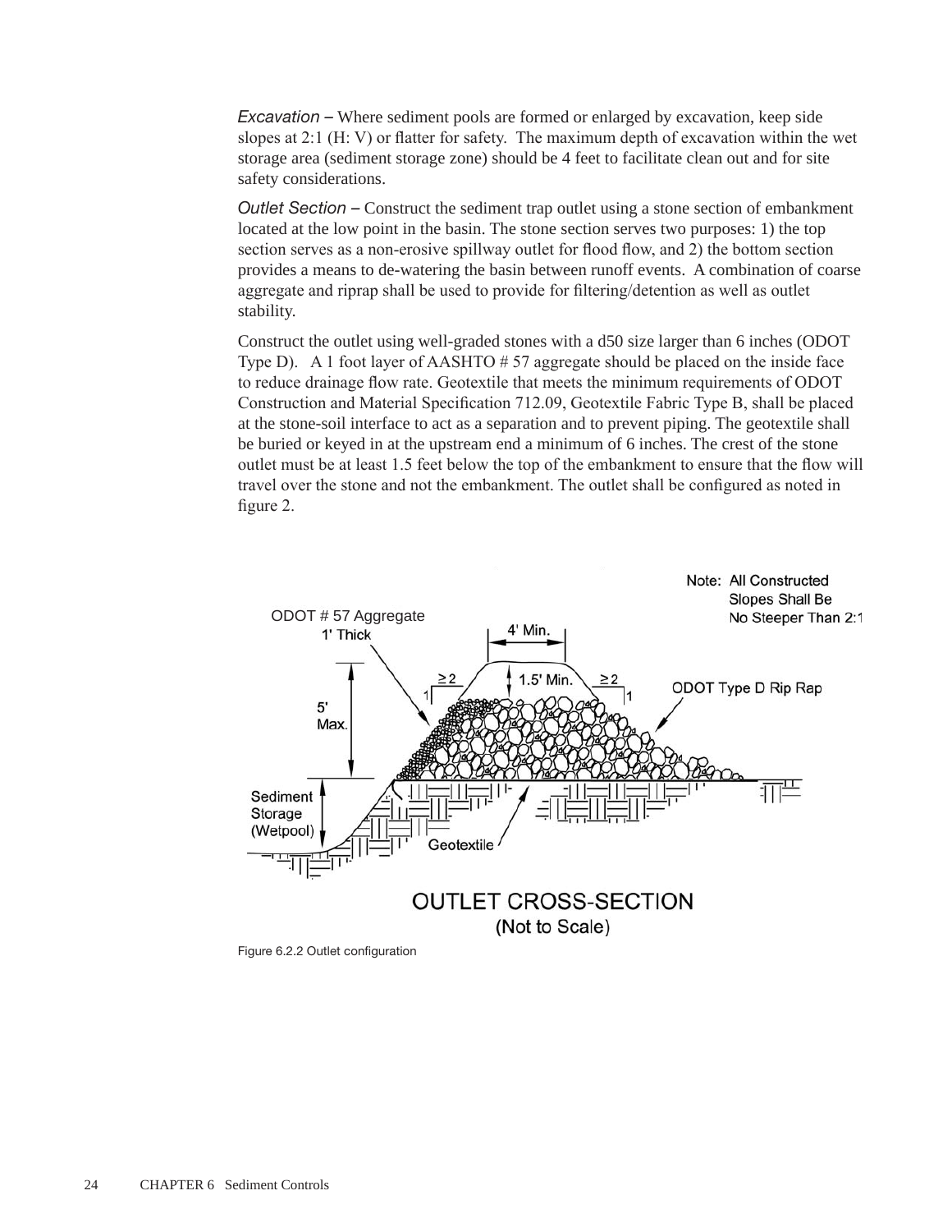*Excavation* – Where sediment pools are formed or enlarged by excavation, keep side slopes at 2:1 (H: V) or flatter for safety. The maximum depth of excavation within the wet storage area (sediment storage zone) should be 4 feet to facilitate clean out and for site safety considerations.

*Outlet Section* – Construct the sediment trap outlet using a stone section of embankment located at the low point in the basin. The stone section serves two purposes: 1) the top section serves as a non-erosive spillway outlet for flood flow, and 2) the bottom section provides a means to de-watering the basin between runoff events. A combination of coarse aggregate and riprap shall be used to provide for filtering/detention as well as outlet stability.

Construct the outlet using well-graded stones with a d50 size larger than 6 inches (ODOT Type D). A 1 foot layer of AASHTO # 57 aggregate should be placed on the inside face to reduce drainage flow rate. Geotextile that meets the minimum requirements of ODOT Construction and Material Specification 712.09, Geotextile Fabric Type B, shall be placed at the stone-soil interface to act as a separation and to prevent piping. The geotextile shall be buried or keyed in at the upstream end a minimum of 6 inches. The crest of the stone outlet must be at least 1.5 feet below the top of the embankment to ensure that the flow will travel over the stone and not the embankment. The outlet shall be configured as noted in figure 2.

Note: All Constructed Slopes Shall Be No Steeper Than 2:1

ODOT # 57 Aggregate 1' Thick

4' Min.

1.5' Min.

5' Max.

Sediment Storage (Wetpool)

Geotextile

ODOT Type D Rip Rap

OUTLET CROSS-SECTION (Not to Scale)

Figure 6.2.2 Outlet configuration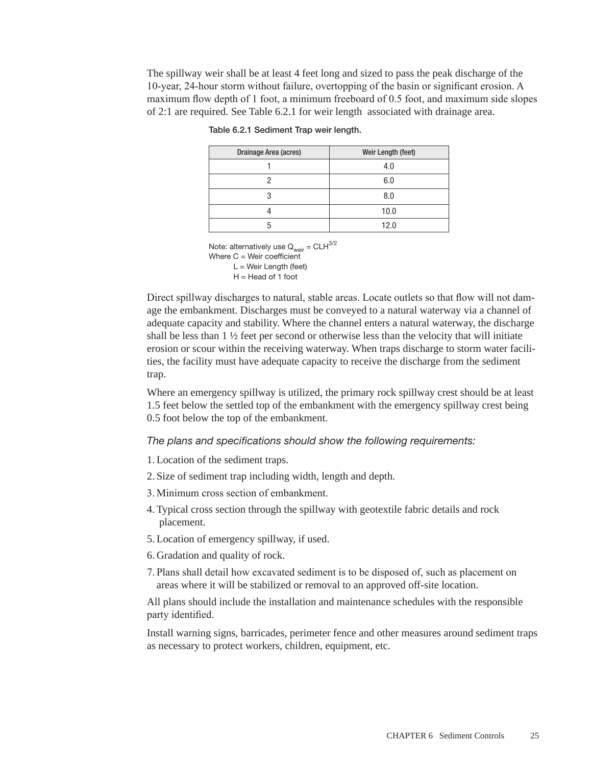The spillway weir shall be at least 4 feet long and sized to pass the peak discharge of the 10-year, 24-hour storm without failure, overtopping of the basin or significant erosion. A maximum flow depth of 1 foot, a minimum freeboard of 0.5 foot, and maximum side slopes of 2:1 are required. See Table 6.2.1 for weir length associated with drainage area.

Table 6.2.1 Sediment Trap weir length.

| Drainage Area (acres) | Weir Length (feet) |
| --- | --- |
| 1 | 4.0 |
| 2 | 6.0 |
| 3 | 8.0 |
| 4 | 10.0 |
| 5 | 12.0 |

Note: alternatively use $Q_{weir} = CLH^{3/2}$
Where C = Weir coefficient
L = Weir Length (feet)
H = Head of 1 foot

Direct spillway discharges to natural, stable areas. Locate outlets so that flow will not damage the embankment. Discharges must be conveyed to a natural waterway via a channel of adequate capacity and stability. Where the channel enters a natural waterway, the discharge shall be less than 1 ½ feet per second or otherwise less than the velocity that will initiate erosion or scour within the receiving waterway. When traps discharge to storm water facilities, the facility must have adequate capacity to receive the discharge from the sediment trap.

Where an emergency spillway is utilized, the primary rock spillway crest should be at least 1.5 feet below the settled top of the embankment with the emergency spillway crest being 0.5 foot below the top of the embankment.

*The plans and specifications should show the following requirements:*

1. Location of the sediment traps.
2. Size of sediment trap including width, length and depth.
3. Minimum cross section of embankment.
4. Typical cross section through the spillway with geotextile fabric details and rock placement.
5. Location of emergency spillway, if used.
6. Gradation and quality of rock.
7. Plans shall detail how excavated sediment is to be disposed of, such as placement on areas where it will be stabilized or removal to an approved off-site location.

All plans should include the installation and maintenance schedules with the responsible party identified.

Install warning signs, barricades, perimeter fence and other measures around sediment traps as necessary to protect workers, children, equipment, etc.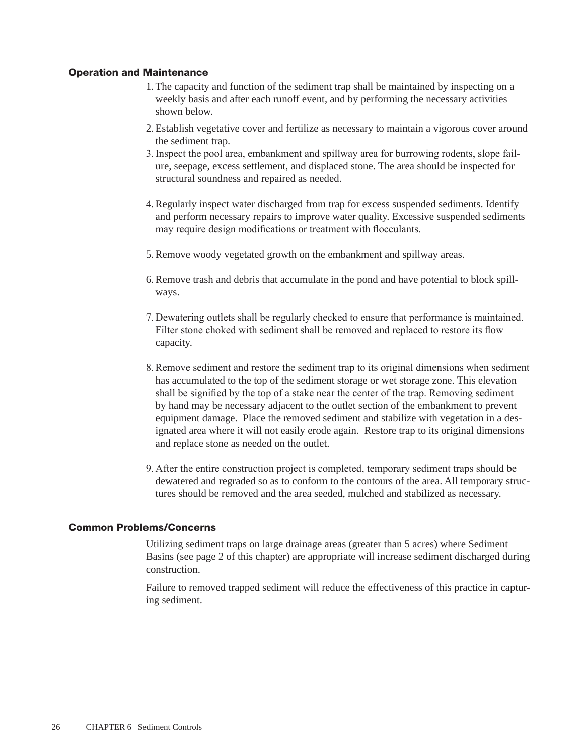### Operation and Maintenance

1. The capacity and function of the sediment trap shall be maintained by inspecting on a weekly basis and after each runoff event, and by performing the necessary activities shown below.
2. Establish vegetative cover and fertilize as necessary to maintain a vigorous cover around the sediment trap.
3. Inspect the pool area, embankment and spillway area for burrowing rodents, slope failure, seepage, excess settlement, and displaced stone. The area should be inspected for structural soundness and repaired as needed.
4. Regularly inspect water discharged from trap for excess suspended sediments. Identify and perform necessary repairs to improve water quality. Excessive suspended sediments may require design modifications or treatment with flocculants.
5. Remove woody vegetated growth on the embankment and spillway areas.
6. Remove trash and debris that accumulate in the pond and have potential to block spillways.
7. Dewatering outlets shall be regularly checked to ensure that performance is maintained. Filter stone choked with sediment shall be removed and replaced to restore its flow capacity.
8. Remove sediment and restore the sediment trap to its original dimensions when sediment has accumulated to the top of the sediment storage or wet storage zone. This elevation shall be signified by the top of a stake near the center of the trap. Removing sediment by hand may be necessary adjacent to the outlet section of the embankment to prevent equipment damage. Place the removed sediment and stabilize with vegetation in a designated area where it will not easily erode again. Restore trap to its original dimensions and replace stone as needed on the outlet.
9. After the entire construction project is completed, temporary sediment traps should be dewatered and regraded so as to conform to the contours of the area. All temporary structures should be removed and the area seeded, mulched and stabilized as necessary.

### Common Problems/Concerns

Utilizing sediment traps on large drainage areas (greater than 5 acres) where Sediment Basins (see page 2 of this chapter) are appropriate will increase sediment discharged during construction.

Failure to removed trapped sediment will reduce the effectiveness of this practice in capturing sediment.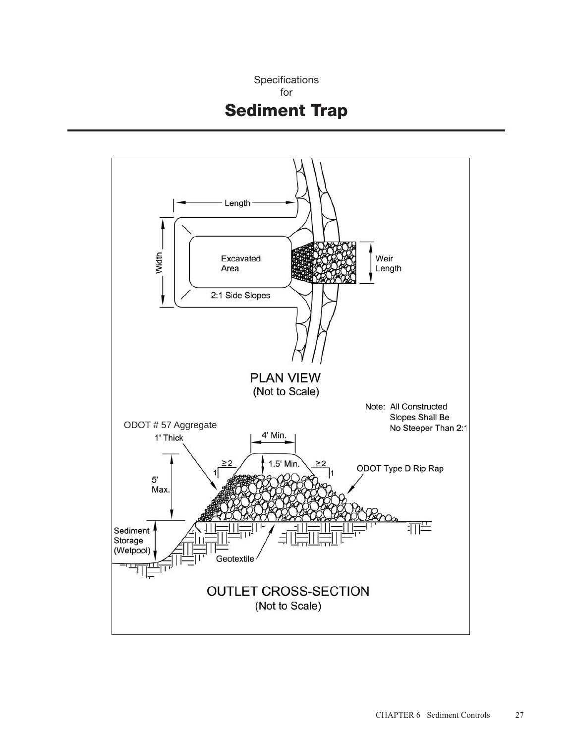Specifications
for

# Sediment Trap

Length

Width

Excavated Area

2:1 Side Slopes

Weir Length

PLAN VIEW
(Not to Scale)

Note: All Constructed Slopes Shall Be No Steeper Than 2:1

ODOT # 57 Aggregate
1' Thick

4' Min.

1.5' Min.

≥2
1

≥2
1

ODOT Type D Rip Rap

5' Max.

Sediment Storage (Wetpool)

Geotextile

OUTLET CROSS-SECTION
(Not to Scale)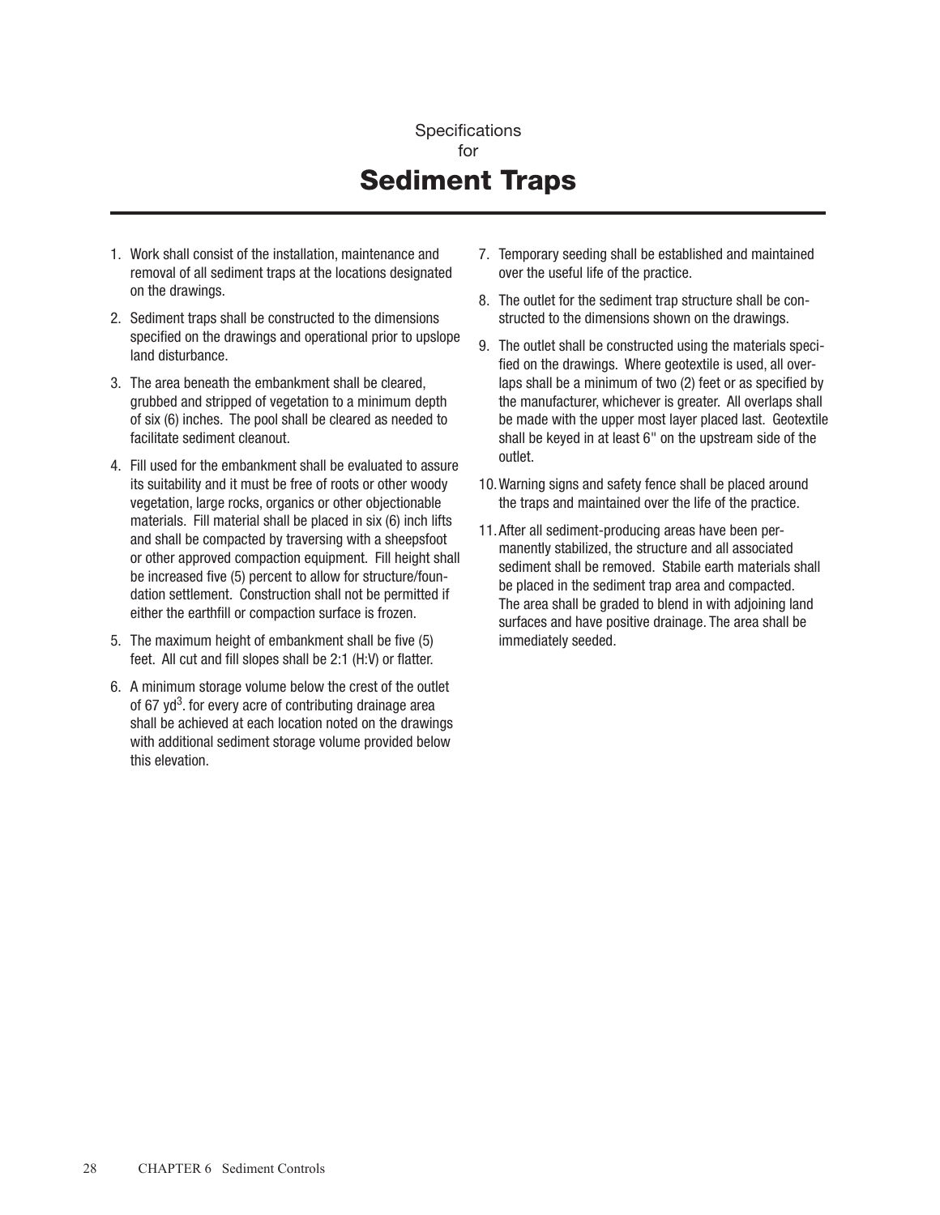Specifications for

# Sediment Traps

1. Work shall consist of the installation, maintenance and removal of all sediment traps at the locations designated on the drawings.
2. Sediment traps shall be constructed to the dimensions specified on the drawings and operational prior to upslope land disturbance.
3. The area beneath the embankment shall be cleared, grubbed and stripped of vegetation to a minimum depth of six (6) inches. The pool shall be cleared as needed to facilitate sediment cleanout.
4. Fill used for the embankment shall be evaluated to assure its suitability and it must be free of roots or other woody vegetation, large rocks, organics or other objectionable materials. Fill material shall be placed in six (6) inch lifts and shall be compacted by traversing with a sheepsfoot or other approved compaction equipment. Fill height shall be increased five (5) percent to allow for structure/foundation settlement. Construction shall not be permitted if either the earthfill or compaction surface is frozen.
5. The maximum height of embankment shall be five (5) feet. All cut and fill slopes shall be 2:1 (H:V) or flatter.
6. A minimum storage volume below the crest of the outlet of 67 $yd^3$. for every acre of contributing drainage area shall be achieved at each location noted on the drawings with additional sediment storage volume provided below this elevation.
7. Temporary seeding shall be established and maintained over the useful life of the practice.
8. The outlet for the sediment trap structure shall be constructed to the dimensions shown on the drawings.
9. The outlet shall be constructed using the materials specified on the drawings. Where geotextile is used, all overlaps shall be a minimum of two (2) feet or as specified by the manufacturer, whichever is greater. All overlaps shall be made with the upper most layer placed last. Geotextile shall be keyed in at least 6" on the upstream side of the outlet.
10. Warning signs and safety fence shall be placed around the traps and maintained over the life of the practice.
11. After all sediment-producing areas have been permanently stabilized, the structure and all associated sediment shall be removed. Stabile earth materials shall be placed in the sediment trap area and compacted. The area shall be graded to blend in with adjoining land surfaces and have positive drainage. The area shall be immediately seeded.